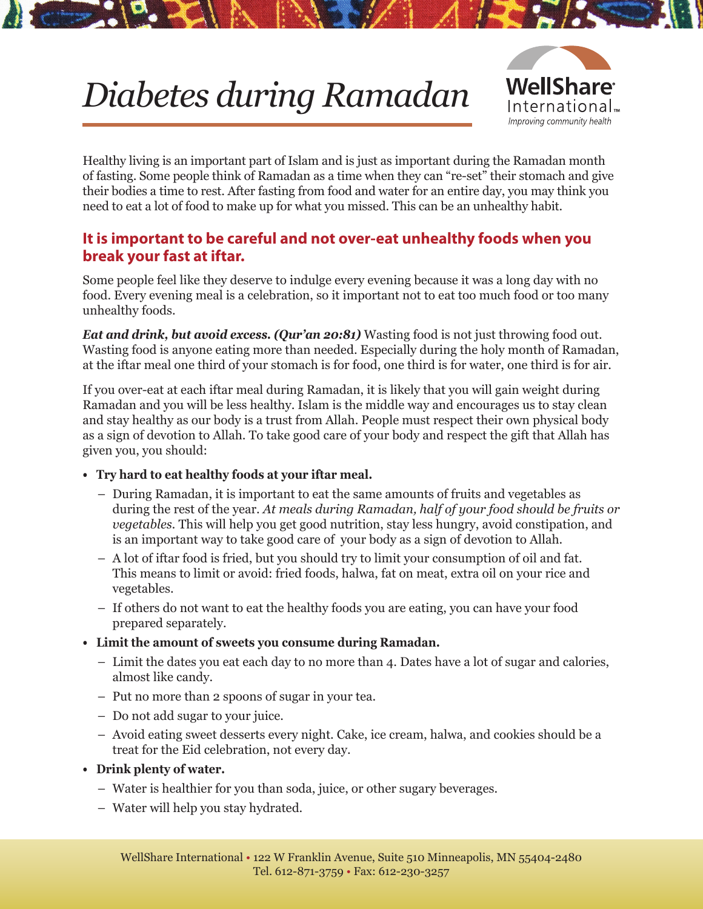# Diabetes during Ramadan

WellShare International
Improving community health

Healthy living is an important part of Islam and is just as important during the Ramadan month of fasting. Some people think of Ramadan as a time when they can "re-set" their stomach and give their bodies a time to rest. After fasting from food and water for an entire day, you may think you need to eat a lot of food to make up for what you missed. This can be an unhealthy habit.

## It is important to be careful and not over-eat unhealthy foods when you break your fast at iftar.

Some people feel like they deserve to indulge every evening because it was a long day with no food. Every evening meal is a celebration, so it important not to eat too much food or too many unhealthy foods.

***Eat and drink, but avoid excess. (Qur'an 20:81)*** Wasting food is not just throwing food out. Wasting food is anyone eating more than needed. Especially during the holy month of Ramadan, at the iftar meal one third of your stomach is for food, one third is for water, one third is for air.

If you over-eat at each iftar meal during Ramadan, it is likely that you will gain weight during Ramadan and you will be less healthy. Islam is the middle way and encourages us to stay clean and stay healthy as our body is a trust from Allah. People must respect their own physical body as a sign of devotion to Allah. To take good care of your body and respect the gift that Allah has given you, you should:

- **Try hard to eat healthy foods at your iftar meal.**
  - During Ramadan, it is important to eat the same amounts of fruits and vegetables as during the rest of the year. *At meals during Ramadan, half of your food should be fruits or vegetables.* This will help you get good nutrition, stay less hungry, avoid constipation, and is an important way to take good care of your body as a sign of devotion to Allah.
  - A lot of iftar food is fried, but you should try to limit your consumption of oil and fat. This means to limit or avoid: fried foods, halwa, fat on meat, extra oil on your rice and vegetables.
  - If others do not want to eat the healthy foods you are eating, you can have your food prepared separately.
- **Limit the amount of sweets you consume during Ramadan.**
  - Limit the dates you eat each day to no more than 4. Dates have a lot of sugar and calories, almost like candy.
  - Put no more than 2 spoons of sugar in your tea.
  - Do not add sugar to your juice.
  - Avoid eating sweet desserts every night. Cake, ice cream, halwa, and cookies should be a treat for the Eid celebration, not every day.
- **Drink plenty of water.**
  - Water is healthier for you than soda, juice, or other sugary beverages.
  - Water will help you stay hydrated.

WellShare International • 122 W Franklin Avenue, Suite 510 Minneapolis, MN 55404-2480
Tel. 612-871-3759 • Fax: 612-230-3257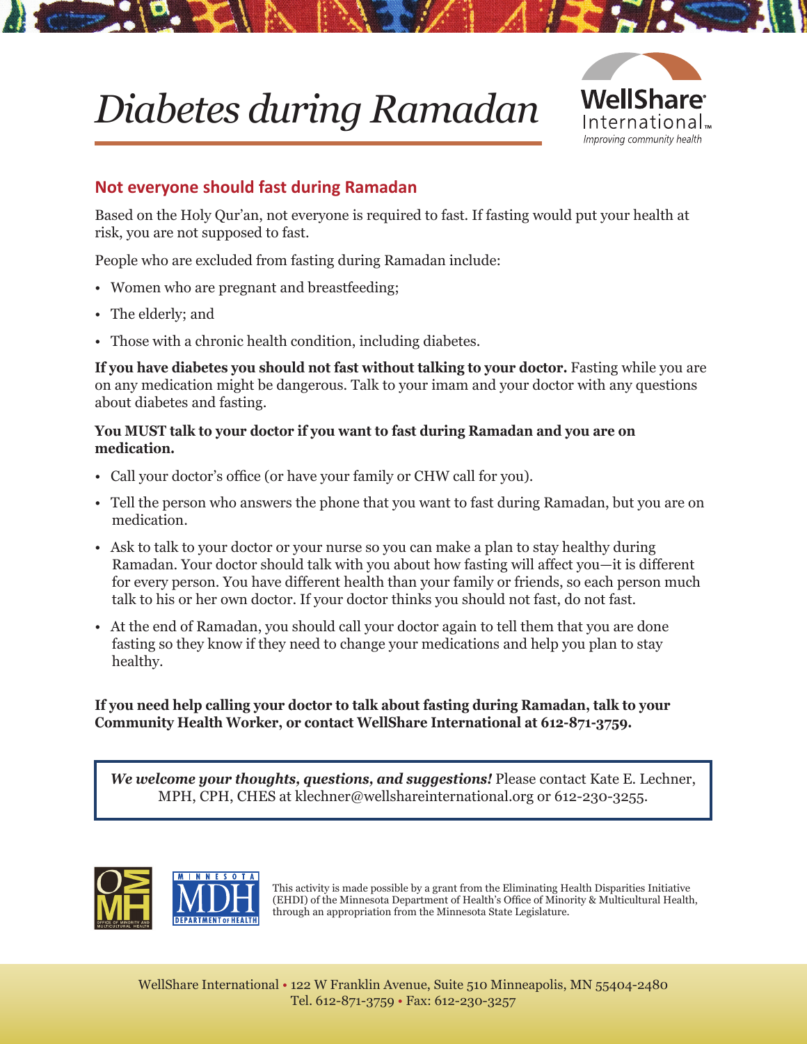# *Diabetes during Ramadan*

WellShare International
*Improving community health*

## Not everyone should fast during Ramadan

Based on the Holy Qur'an, not everyone is required to fast. If fasting would put your health at risk, you are not supposed to fast.

People who are excluded from fasting during Ramadan include:

- Women who are pregnant and breastfeeding;
- The elderly; and
- Those with a chronic health condition, including diabetes.

**If you have diabetes you should not fast without talking to your doctor.** Fasting while you are on any medication might be dangerous. Talk to your imam and your doctor with any questions about diabetes and fasting.

**You MUST talk to your doctor if you want to fast during Ramadan and you are on medication.**

- Call your doctor's office (or have your family or CHW call for you).
- Tell the person who answers the phone that you want to fast during Ramadan, but you are on medication.
- Ask to talk to your doctor or your nurse so you can make a plan to stay healthy during Ramadan. Your doctor should talk with you about how fasting will affect you—it is different for every person. You have different health than your family or friends, so each person much talk to his or her own doctor. If your doctor thinks you should not fast, do not fast.
- At the end of Ramadan, you should call your doctor again to tell them that you are done fasting so they know if they need to change your medications and help you plan to stay healthy.

**If you need help calling your doctor to talk about fasting during Ramadan, talk to your Community Health Worker, or contact WellShare International at 612-871-3759.**

***We welcome your thoughts, questions, and suggestions!*** Please contact Kate E. Lechner, MPH, CPH, CHES at klechner@wellshareinternational.org or 612-230-3255.

This activity is made possible by a grant from the Eliminating Health Disparities Initiative (EHDI) of the Minnesota Department of Health's Office of Minority & Multicultural Health, through an appropriation from the Minnesota State Legislature.

WellShare International • 122 W Franklin Avenue, Suite 510 Minneapolis, MN 55404-2480
Tel. 612-871-3759 • Fax: 612-230-3257